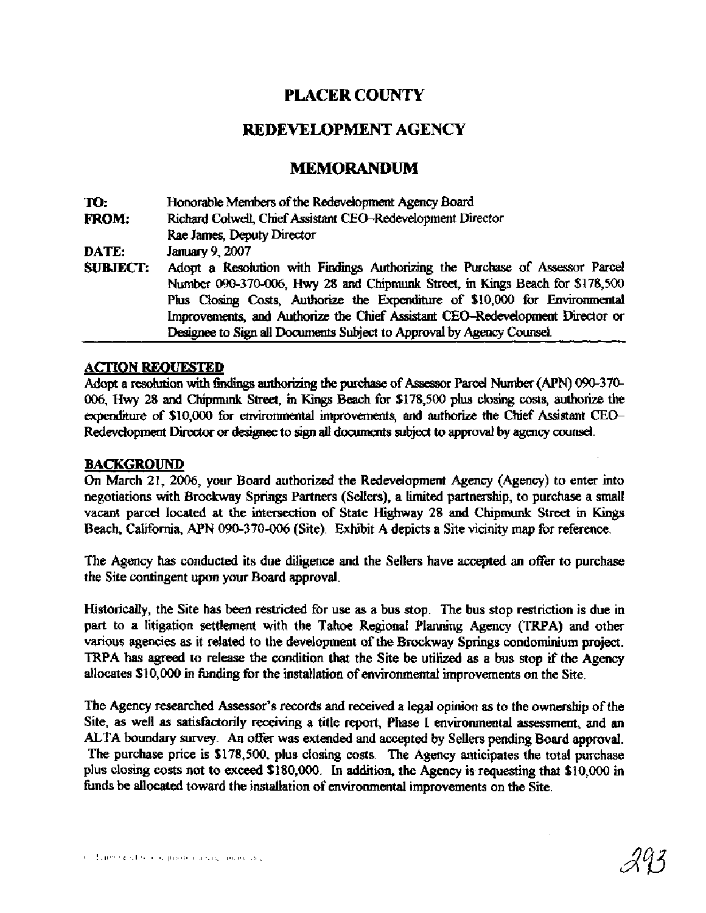# PLACER COUNTY

## REDEVELOPMENT AGENCY

## MEMORANDUM

**TO:** Honorable Members of the Redevelopment Agency Board

**FROM:** Richard Colwell, Chief Assistant CEO–Redevelopment Director
Rae James, Deputy Director

**DATE:** January 9, 2007

**SUBJECT:** Adopt a Resolution with Findings Authorizing the Purchase of Assessor Parcel Number 090-370-006, Hwy 28 and Chipmunk Street, in Kings Beach for $178,500 Plus Closing Costs, Authorize the Expenditure of $10,000 for Environmental Improvements, and Authorize the Chief Assistant CEO–Redevelopment Director or Designee to Sign all Documents Subject to Approval by Agency Counsel.

### ACTION REQUESTED

Adopt a resolution with findings authorizing the purchase of Assessor Parcel Number (APN) 090-370-006, Hwy 28 and Chipmunk Street, in Kings Beach for $178,500 plus closing costs, authorize the expenditure of $10,000 for environmental improvements, and authorize the Chief Assistant CEO–Redevelopment Director or designee to sign all documents subject to approval by agency counsel.

### BACKGROUND

On March 21, 2006, your Board authorized the Redevelopment Agency (Agency) to enter into negotiations with Brockway Springs Partners (Sellers), a limited partnership, to purchase a small vacant parcel located at the intersection of State Highway 28 and Chipmunk Street in Kings Beach, California, APN 090-370-006 (Site). Exhibit A depicts a Site vicinity map for reference.

The Agency has conducted its due diligence and the Sellers have accepted an offer to purchase the Site contingent upon your Board approval.

Historically, the Site has been restricted for use as a bus stop. The bus stop restriction is due in part to a litigation settlement with the Tahoe Regional Planning Agency (TRPA) and other various agencies as it related to the development of the Brockway Springs condominium project. TRPA has agreed to release the condition that the Site be utilized as a bus stop if the Agency allocates $10,000 in funding for the installation of environmental improvements on the Site.

The Agency researched Assessor's records and received a legal opinion as to the ownership of the Site, as well as satisfactorily receiving a title report, Phase I environmental assessment, and an ALTA boundary survey. An offer was extended and accepted by Sellers pending Board approval. The purchase price is $178,500, plus closing costs. The Agency anticipates the total purchase plus closing costs not to exceed $180,000. In addition, the Agency is requesting that $10,000 in funds be allocated toward the installation of environmental improvements on the Site.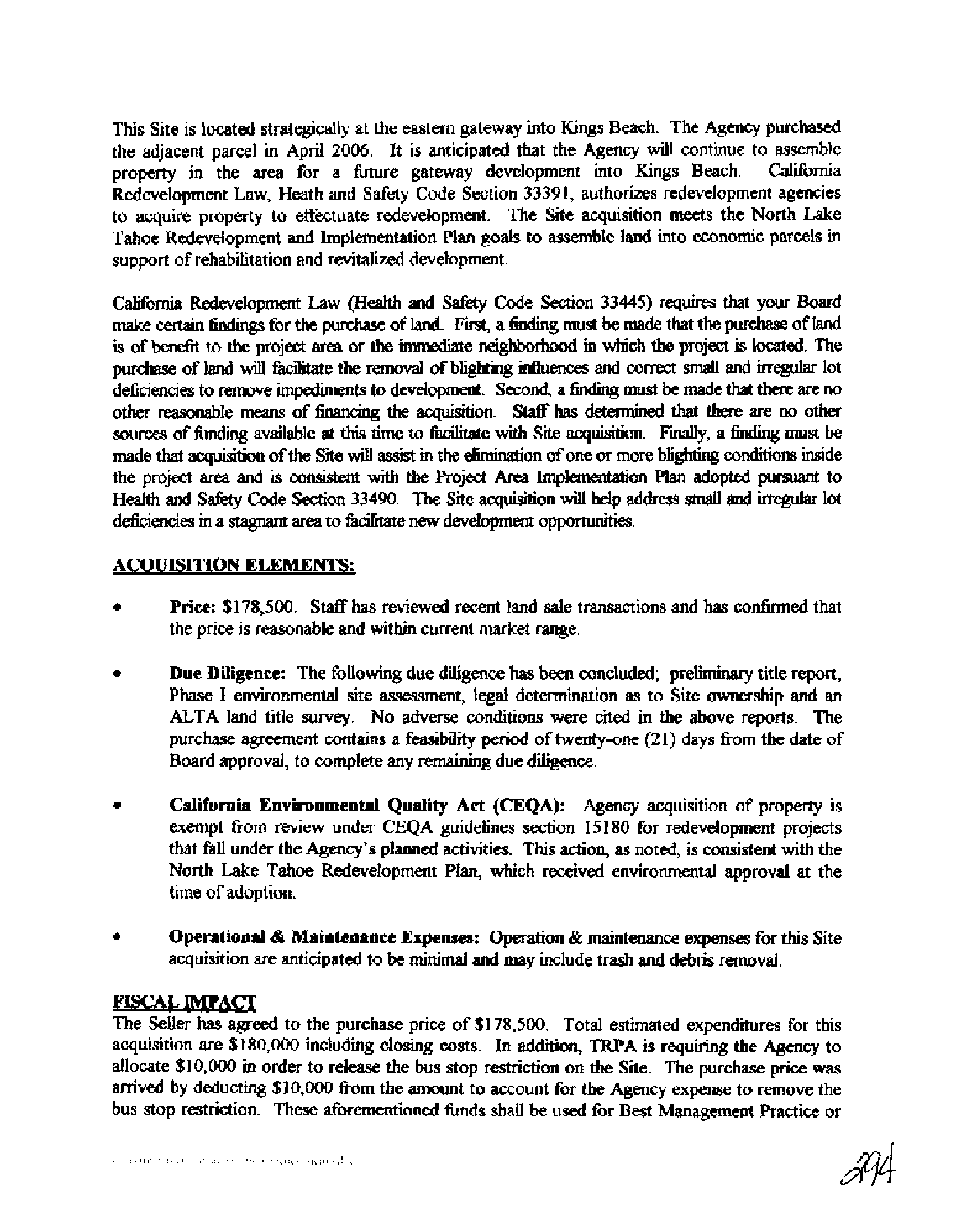This Site is located strategically at the eastern gateway into Kings Beach. The Agency purchased the adjacent parcel in April 2006. It is anticipated that the Agency will continue to assemble property in the area for a future gateway development into Kings Beach. California Redevelopment Law, Heath and Safety Code Section 33391, authorizes redevelopment agencies to acquire property to effectuate redevelopment. The Site acquisition meets the North Lake Tahoe Redevelopment and Implementation Plan goals to assemble land into economic parcels in support of rehabilitation and revitalized development.

California Redevelopment Law (Health and Safety Code Section 33445) requires that your Board make certain findings for the purchase of land. First, a finding must be made that the purchase of land is of benefit to the project area or the immediate neighborhood in which the project is located. The purchase of land will facilitate the removal of blighting influences and correct small and irregular lot deficiencies to remove impediments to development. Second, a finding must be made that there are no other reasonable means of financing the acquisition. Staff has determined that there are no other sources of funding available at this time to facilitate with Site acquisition. Finally, a finding must be made that acquisition of the Site will assist in the elimination of one or more blighting conditions inside the project area and is consistent with the Project Area Implementation Plan adopted pursuant to Health and Safety Code Section 33490. The Site acquisition will help address small and irregular lot deficiencies in a stagnant area to facilitate new development opportunities.

## ACQUISITION ELEMENTS:

- **Price:** $178,500. Staff has reviewed recent land sale transactions and has confirmed that the price is reasonable and within current market range.
- **Due Diligence:** The following due diligence has been concluded; preliminary title report, Phase I environmental site assessment, legal determination as to Site ownership and an ALTA land title survey. No adverse conditions were cited in the above reports. The purchase agreement contains a feasibility period of twenty-one (21) days from the date of Board approval, to complete any remaining due diligence.
- **California Environmental Quality Act (CEQA):** Agency acquisition of property is exempt from review under CEQA guidelines section 15180 for redevelopment projects that fall under the Agency's planned activities. This action, as noted, is consistent with the North Lake Tahoe Redevelopment Plan, which received environmental approval at the time of adoption.
- **Operational & Maintenance Expenses:** Operation & maintenance expenses for this Site acquisition are anticipated to be minimal and may include trash and debris removal.

## FISCAL IMPACT

The Seller has agreed to the purchase price of $178,500. Total estimated expenditures for this acquisition are $180,000 including closing costs. In addition, TRPA is requiring the Agency to allocate $10,000 in order to release the bus stop restriction on the Site. The purchase price was arrived by deducting $10,000 from the amount to account for the Agency expense to remove the bus stop restriction. These aforementioned funds shall be used for Best Management Practice or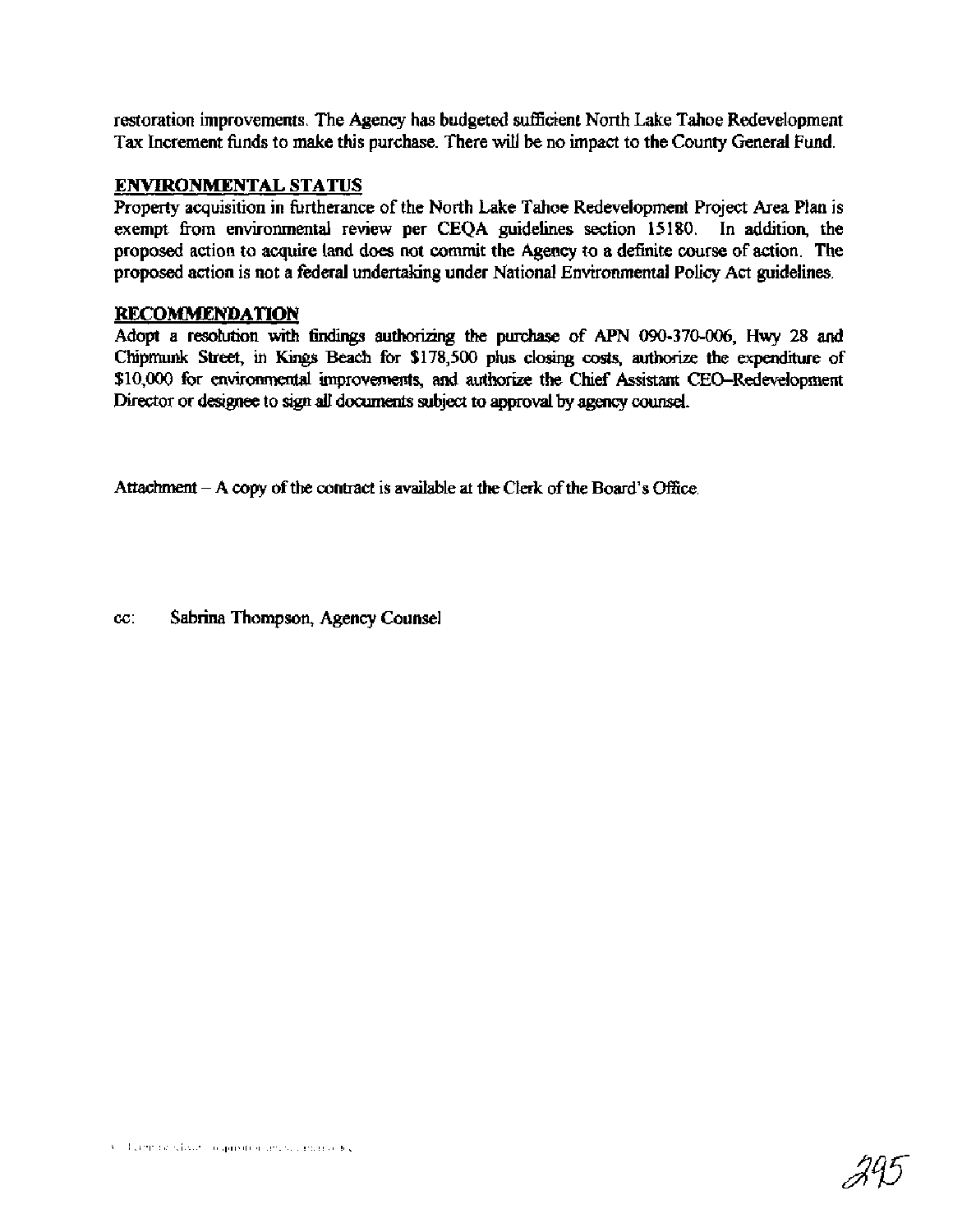restoration improvements. The Agency has budgeted sufficient North Lake Tahoe Redevelopment Tax Increment funds to make this purchase. There will be no impact to the County General Fund.

## ENVIRONMENTAL STATUS

Property acquisition in furtherance of the North Lake Tahoe Redevelopment Project Area Plan is exempt from environmental review per CEQA guidelines section 15180. In addition, the proposed action to acquire land does not commit the Agency to a definite course of action. The proposed action is not a federal undertaking under National Environmental Policy Act guidelines.

## RECOMMENDATION

Adopt a resolution with findings authorizing the purchase of APN 090-370-006, Hwy 28 and Chipmunk Street, in Kings Beach for $178,500 plus closing costs, authorize the expenditure of $10,000 for environmental improvements, and authorize the Chief Assistant CEO–Redevelopment Director or designee to sign all documents subject to approval by agency counsel.

Attachment – A copy of the contract is available at the Clerk of the Board's Office.

cc: Sabrina Thompson, Agency Counsel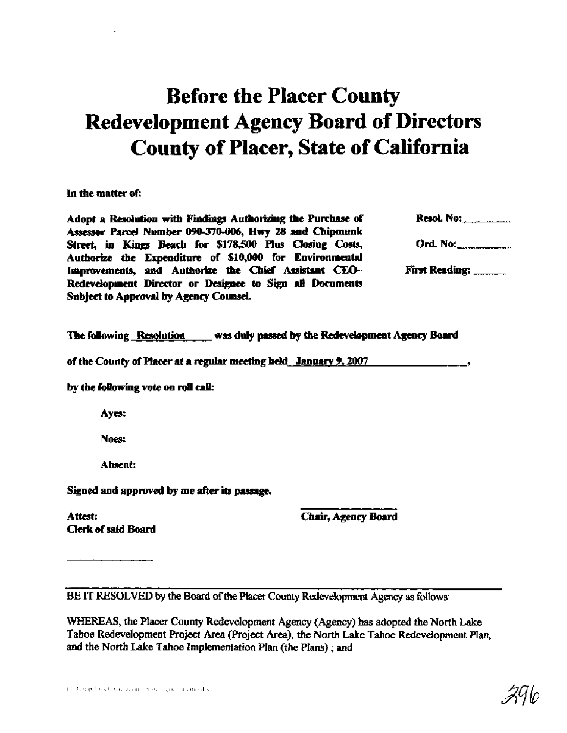# Before the Placer County Redevelopment Agency Board of Directors County of Placer, State of California

**In the matter of:**

**Adopt a Resolution with Findings Authorizing the Purchase of Assessor Parcel Number 090-370-006, Hwy 28 and Chipmunk Street, in Kings Beach for $178,500 Plus Closing Costs, Authorize the Expenditure of $10,000 for Environmental Improvements, and Authorize the Chief Assistant CEO–Redevelopment Director or Designee to Sign all Documents Subject to Approval by Agency Counsel.**

**Resol. No:** ________

**Ord. No:** ________

**First Reading:** ______

**The following Resolution was duly passed by the Redevelopment Agency Board of the County of Placer at a regular meeting held January 9, 2007,**

**by the following vote on roll call:**

**Ayes:**

**Noes:**

**Absent:**

**Signed and approved by me after its passage.**

**Attest:**
**Clerk of said Board**

**Chair, Agency Board**

---

BE IT RESOLVED by the Board of the Placer County Redevelopment Agency as follows:

WHEREAS, the Placer County Redevelopment Agency (Agency) has adopted the North Lake Tahoe Redevelopment Project Area (Project Area), the North Lake Tahoe Redevelopment Plan, and the North Lake Tahoe Implementation Plan (the Plans) ; and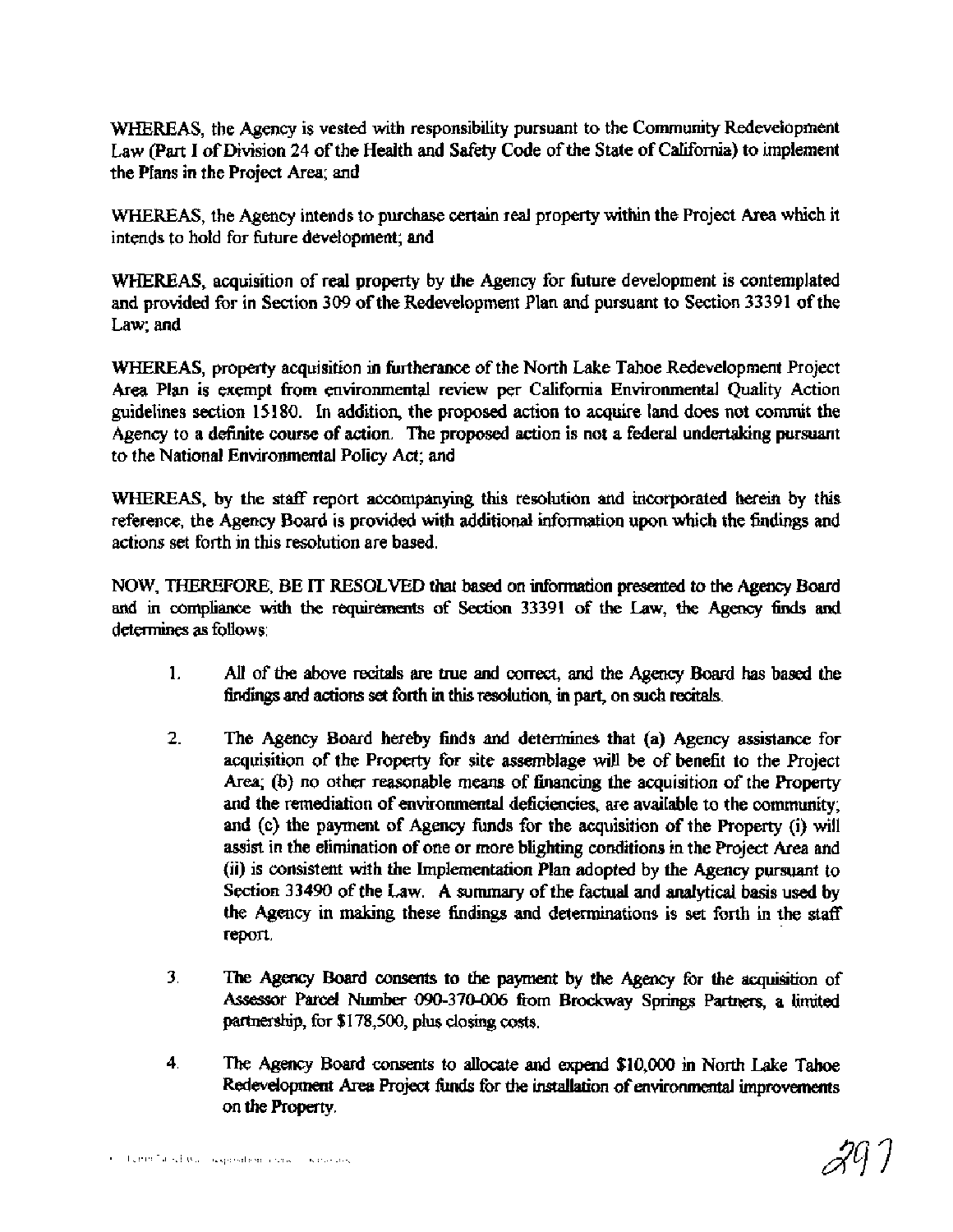WHEREAS, the Agency is vested with responsibility pursuant to the Community Redevelopment Law (Part I of Division 24 of the Health and Safety Code of the State of California) to implement the Plans in the Project Area; and

WHEREAS, the Agency intends to purchase certain real property within the Project Area which it intends to hold for future development; and

WHEREAS, acquisition of real property by the Agency for future development is contemplated and provided for in Section 309 of the Redevelopment Plan and pursuant to Section 33391 of the Law; and

WHEREAS, property acquisition in furtherance of the North Lake Tahoe Redevelopment Project Area Plan is exempt from environmental review per California Environmental Quality Action guidelines section 15180. In addition, the proposed action to acquire land does not commit the Agency to a definite course of action. The proposed action is not a federal undertaking pursuant to the National Environmental Policy Act; and

WHEREAS, by the staff report accompanying this resolution and incorporated herein by this reference, the Agency Board is provided with additional information upon which the findings and actions set forth in this resolution are based.

NOW, THEREFORE, BE IT RESOLVED that based on information presented to the Agency Board and in compliance with the requirements of Section 33391 of the Law, the Agency finds and determines as follows:

1. All of the above recitals are true and correct, and the Agency Board has based the findings and actions set forth in this resolution, in part, on such recitals.

2. The Agency Board hereby finds and determines that (a) Agency assistance for acquisition of the Property for site assemblage will be of benefit to the Project Area; (b) no other reasonable means of financing the acquisition of the Property and the remediation of environmental deficiencies, are available to the community; and (c) the payment of Agency funds for the acquisition of the Property (i) will assist in the elimination of one or more blighting conditions in the Project Area and (ii) is consistent with the Implementation Plan adopted by the Agency pursuant to Section 33490 of the Law. A summary of the factual and analytical basis used by the Agency in making these findings and determinations is set forth in the staff report.

3. The Agency Board consents to the payment by the Agency for the acquisition of Assessor Parcel Number 090-370-006 from Brockway Springs Partners, a limited partnership, for $178,500, plus closing costs.

4. The Agency Board consents to allocate and expend $10,000 in North Lake Tahoe Redevelopment Area Project funds for the installation of environmental improvements on the Property.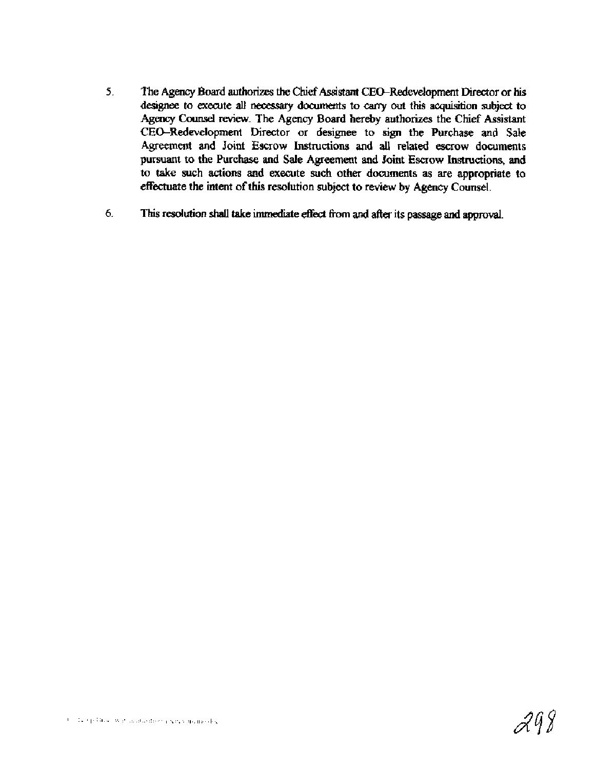5. The Agency Board authorizes the Chief Assistant CEO–Redevelopment Director or his designee to execute all necessary documents to carry out this acquisition subject to Agency Counsel review. The Agency Board hereby authorizes the Chief Assistant CEO–Redevelopment Director or designee to sign the Purchase and Sale Agreement and Joint Escrow Instructions and all related escrow documents pursuant to the Purchase and Sale Agreement and Joint Escrow Instructions, and to take such actions and execute such other documents as are appropriate to effectuate the intent of this resolution subject to review by Agency Counsel.

6. This resolution shall take immediate effect from and after its passage and approval.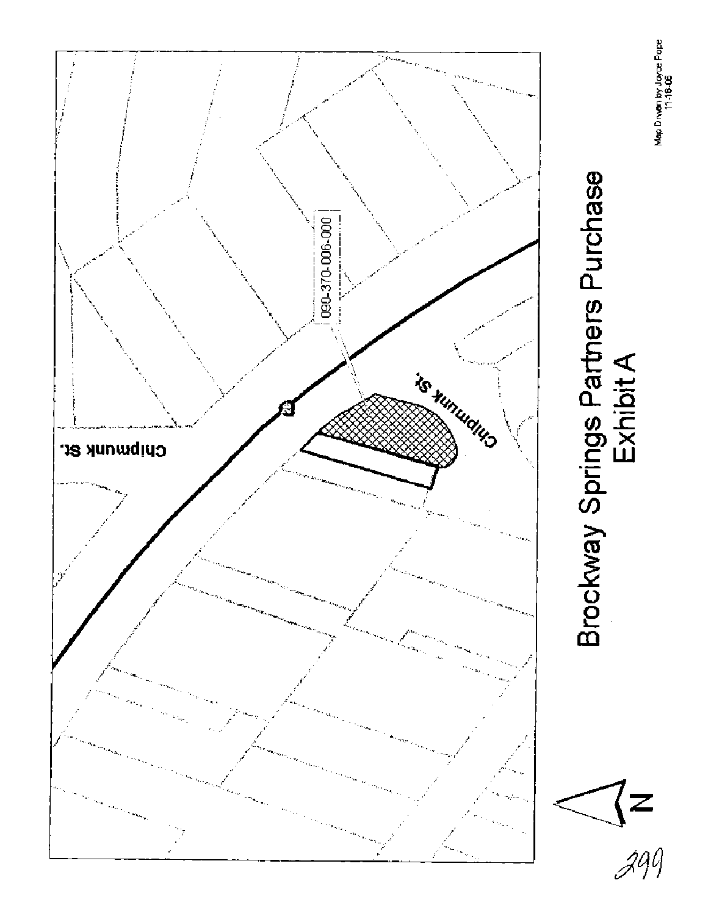# Brockway Springs Partners Purchase

## Exhibit A

090-370-006-000

Chipmunk St.

Chipmunk St.

28

N

Map Drawn by Joyce Pope
11-16-06

299